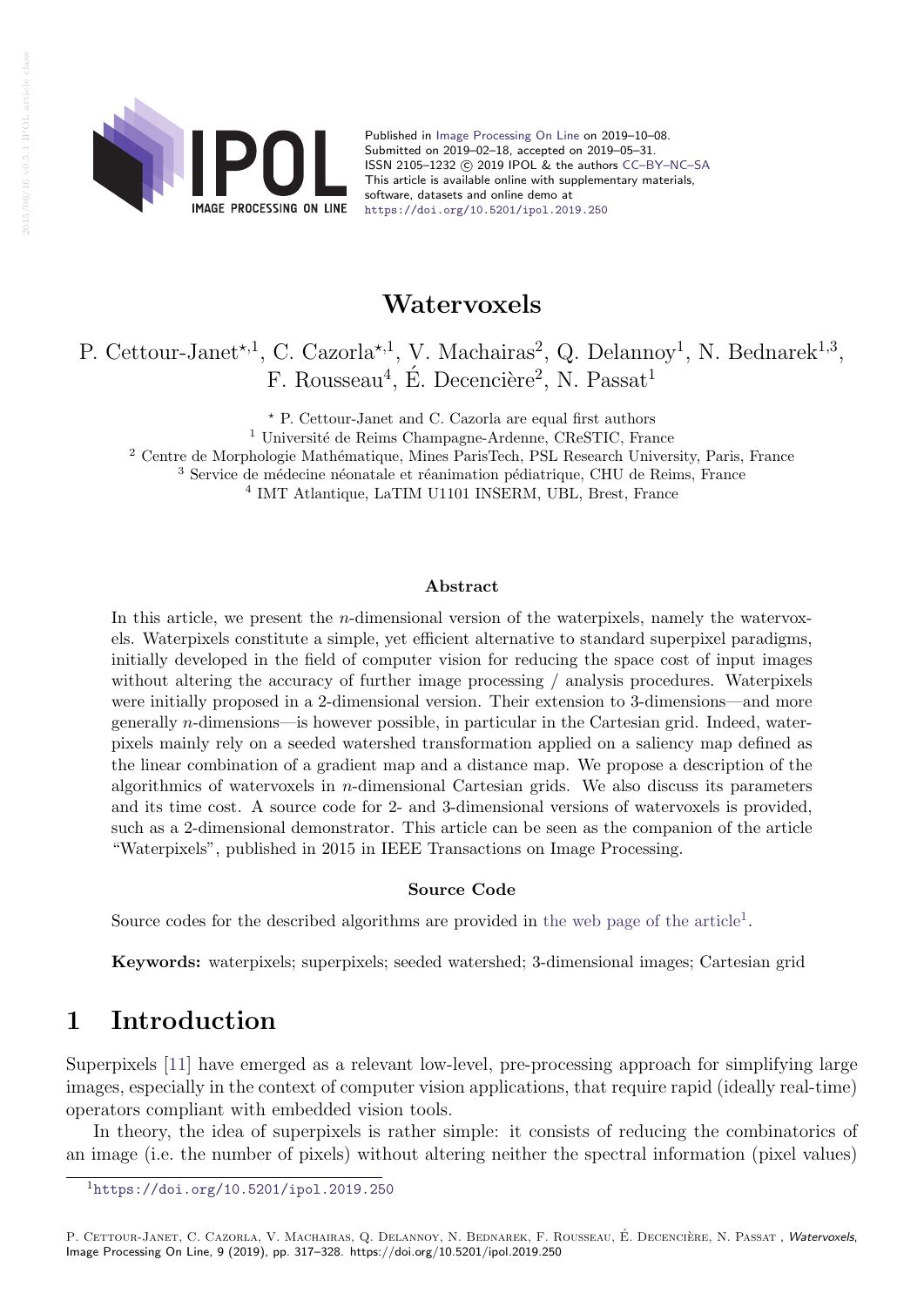Published in Image Processing On Line on 2019–10–08.
Submitted on 2019–02–18, accepted on 2019–05–31.
ISSN 2105–1232 © 2019 IPOL & the authors CC–BY–NC–SA
This article is available online with supplementary materials, software, datasets and online demo at
https://doi.org/10.5201/ipol.2019.250

# Watervoxels

P. Cettour-Janet[⋆,1], C. Cazorla[⋆,1], V. Machairas[2], Q. Delannoy[1], N. Bednarek[1,3], F. Rousseau[4], É. Decencière[2], N. Passat[1]

[⋆] P. Cettour-Janet and C. Cazorla are equal first authors
[1] Université de Reims Champagne-Ardenne, CReSTIC, France
[2] Centre de Morphologie Mathématique, Mines ParisTech, PSL Research University, Paris, France
[3] Service de médecine néonatale et réanimation pédiatrique, CHU de Reims, France
[4] IMT Atlantique, LaTIM U1101 INSERM, UBL, Brest, France

### Abstract

In this article, we present the $n$-dimensional version of the waterpixels, namely the watervoxels. Waterpixels constitute a simple, yet efficient alternative to standard superpixel paradigms, initially developed in the field of computer vision for reducing the space cost of input images without altering the accuracy of further image processing / analysis procedures. Waterpixels were initially proposed in a 2-dimensional version. Their extension to 3-dimensions—and more generally $n$-dimensions—is however possible, in particular in the Cartesian grid. Indeed, waterpixels mainly rely on a seeded watershed transformation applied on a saliency map defined as the linear combination of a gradient map and a distance map. We propose a description of the algorithmics of watervoxels in $n$-dimensional Cartesian grids. We also discuss its parameters and its time cost. A source code for 2- and 3-dimensional versions of watervoxels is provided, such as a 2-dimensional demonstrator. This article can be seen as the companion of the article "Waterpixels", published in 2015 in IEEE Transactions on Image Processing.

### Source Code

Source codes for the described algorithms are provided in the web page of the article[1].

**Keywords:** waterpixels; superpixels; seeded watershed; 3-dimensional images; Cartesian grid

# 1 Introduction

Superpixels [11] have emerged as a relevant low-level, pre-processing approach for simplifying large images, especially in the context of computer vision applications, that require rapid (ideally real-time) operators compliant with embedded vision tools.

In theory, the idea of superpixels is rather simple: it consists of reducing the combinatorics of an image (i.e. the number of pixels) without altering neither the spectral information (pixel values)

[1] https://doi.org/10.5201/ipol.2019.250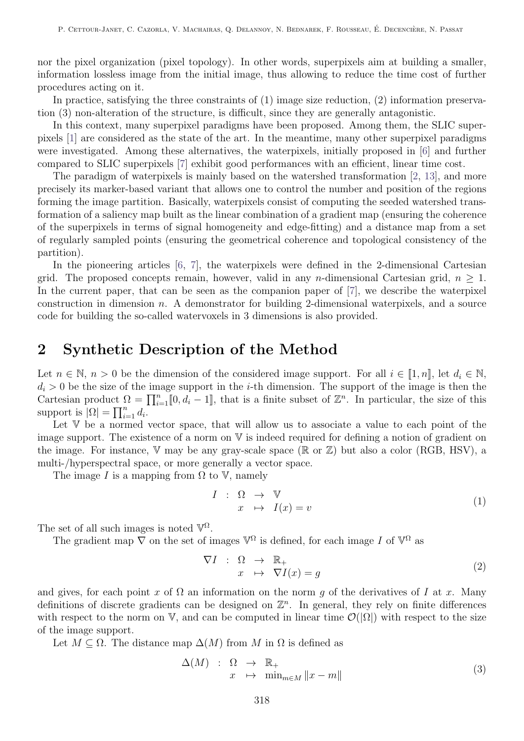nor the pixel organization (pixel topology). In other words, superpixels aim at building a smaller, information lossless image from the initial image, thus allowing to reduce the time cost of further procedures acting on it.

In practice, satisfying the three constraints of (1) image size reduction, (2) information preservation (3) non-alteration of the structure, is difficult, since they are generally antagonistic.

In this context, many superpixel paradigms have been proposed. Among them, the SLIC superpixels [1] are considered as the state of the art. In the meantime, many other superpixel paradigms were investigated. Among these alternatives, the waterpixels, initially proposed in [6] and further compared to SLIC superpixels [7] exhibit good performances with an efficient, linear time cost.

The paradigm of waterpixels is mainly based on the watershed transformation [2, 13], and more precisely its marker-based variant that allows one to control the number and position of the regions forming the image partition. Basically, waterpixels consist of computing the seeded watershed transformation of a saliency map built as the linear combination of a gradient map (ensuring the coherence of the superpixels in terms of signal homogeneity and edge-fitting) and a distance map from a set of regularly sampled points (ensuring the geometrical coherence and topological consistency of the partition).

In the pioneering articles [6, 7], the waterpixels were defined in the 2-dimensional Cartesian grid. The proposed concepts remain, however, valid in any $n$-dimensional Cartesian grid, $n \geq 1$. In the current paper, that can be seen as the companion paper of [7], we describe the waterpixel construction in dimension $n$. A demonstrator for building 2-dimensional waterpixels, and a source code for building the so-called watervoxels in 3 dimensions is also provided.

## 2 Synthetic Description of the Method

Let $n \in \mathbb{N}$, $n > 0$ be the dimension of the considered image support. For all $i \in [\![1, n]\!]$, let $d_i \in \mathbb{N}$, $d_i > 0$ be the size of the image support in the $i$-th dimension. The support of the image is then the Cartesian product $\Omega = \prod_{i=1}^{n} [\![0, d_i - 1]\!]$, that is a finite subset of $\mathbb{Z}^n$. In particular, the size of this support is $|\Omega| = \prod_{i=1}^{n} d_i$.

Let $\mathbb{V}$ be a normed vector space, that will allow us to associate a value to each point of the image support. The existence of a norm on $\mathbb{V}$ is indeed required for defining a notion of gradient on the image. For instance, $\mathbb{V}$ may be any gray-scale space ($\mathbb{R}$ or $\mathbb{Z}$) but also a color (RGB, HSV), a multi-/hyperspectral space, or more generally a vector space.

The image $I$ is a mapping from $\Omega$ to $\mathbb{V}$, namely

$$
\begin{array}{rccl} I & : & \Omega & \rightarrow & \mathbb{V} \\ & & x & \mapsto & I(x) = v \end{array} \tag{1}
$$

The set of all such images is noted $\mathbb{V}^{\Omega}$.

The gradient map $\nabla$ on the set of images $\mathbb{V}^{\Omega}$ is defined, for each image $I$ of $\mathbb{V}^{\Omega}$ as

$$
\begin{array}{rccl} \nabla I & : & \Omega & \rightarrow & \mathbb{R}_+ \\ & & x & \mapsto & \nabla I(x) = g \end{array} \tag{2}
$$

and gives, for each point $x$ of $\Omega$ an information on the norm $g$ of the derivatives of $I$ at $x$. Many definitions of discrete gradients can be designed on $\mathbb{Z}^n$. In general, they rely on finite differences with respect to the norm on $\mathbb{V}$, and can be computed in linear time $\mathcal{O}(|\Omega|)$ with respect to the size of the image support.

Let $M \subseteq \Omega$. The distance map $\Delta(M)$ from $M$ in $\Omega$ is defined as

$$
\begin{array}{rccl} \Delta(M) & : & \Omega & \rightarrow & \mathbb{R}_+ \\ & & x & \mapsto & \min_{m \in M} \|x - m\| \end{array} \tag{3}
$$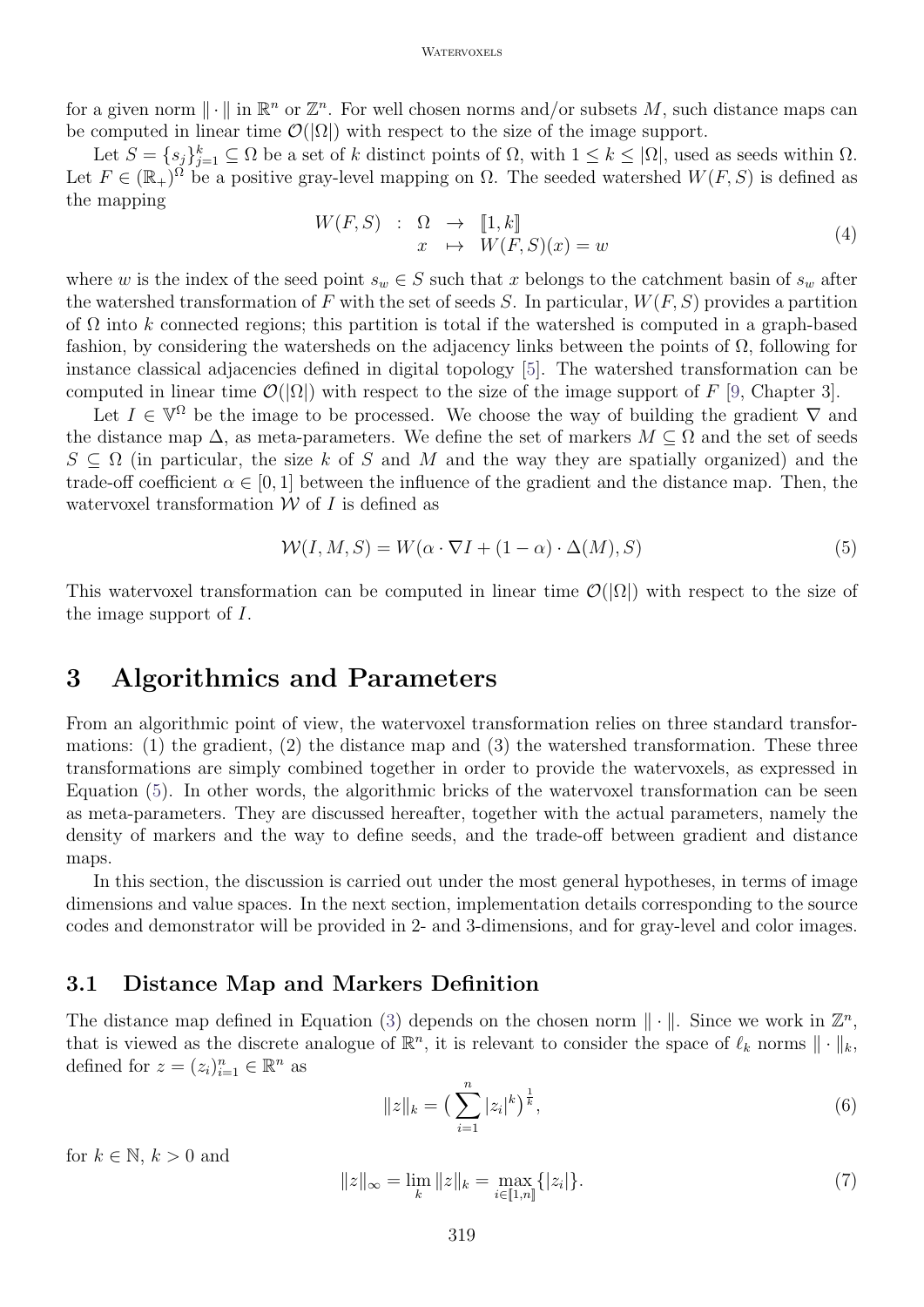for a given norm $\|\cdot\|$ in $\mathbb{R}^n$ or $\mathbb{Z}^n$. For well chosen norms and/or subsets $M$, such distance maps can be computed in linear time $\mathcal{O}(|\Omega|)$ with respect to the size of the image support.

Let $S = \{s_j\}_{j=1}^k \subseteq \Omega$ be a set of $k$ distinct points of $\Omega$, with $1 \leq k \leq |\Omega|$, used as seeds within $\Omega$. Let $F \in (\mathbb{R}_+)^\Omega$ be a positive gray-level mapping on $\Omega$. The seeded watershed $W(F, S)$ is defined as the mapping

$$
\begin{array}{rcccl} W(F,S) & : & \Omega & \to & [\![1,k]\!] \\ & & x & \mapsto & W(F,S)(x) = w \end{array} \tag{4}
$$

where $w$ is the index of the seed point $s_w \in S$ such that $x$ belongs to the catchment basin of $s_w$ after the watershed transformation of $F$ with the set of seeds $S$. In particular, $W(F, S)$ provides a partition of $\Omega$ into $k$ connected regions; this partition is total if the watershed is computed in a graph-based fashion, by considering the watersheds on the adjacency links between the points of $\Omega$, following for instance classical adjacencies defined in digital topology [5]. The watershed transformation can be computed in linear time $\mathcal{O}(|\Omega|)$ with respect to the size of the image support of $F$ [9, Chapter 3].

Let $I \in \mathbb{V}^\Omega$ be the image to be processed. We choose the way of building the gradient $\nabla$ and the distance map $\Delta$, as meta-parameters. We define the set of markers $M \subseteq \Omega$ and the set of seeds $S \subseteq \Omega$ (in particular, the size $k$ of $S$ and $M$ and the way they are spatially organized) and the trade-off coefficient $\alpha \in [0, 1]$ between the influence of the gradient and the distance map. Then, the watervoxel transformation $\mathcal{W}$ of $I$ is defined as

$$
\mathcal{W}(I, M, S) = W(\alpha \cdot \nabla I + (1 - \alpha) \cdot \Delta(M), S) \tag{5}
$$

This watervoxel transformation can be computed in linear time $\mathcal{O}(|\Omega|)$ with respect to the size of the image support of $I$.

# 3 Algorithmics and Parameters

From an algorithmic point of view, the watervoxel transformation relies on three standard transformations: (1) the gradient, (2) the distance map and (3) the watershed transformation. These three transformations are simply combined together in order to provide the watervoxels, as expressed in Equation (5). In other words, the algorithmic bricks of the watervoxel transformation can be seen as meta-parameters. They are discussed hereafter, together with the actual parameters, namely the density of markers and the way to define seeds, and the trade-off between gradient and distance maps.

In this section, the discussion is carried out under the most general hypotheses, in terms of image dimensions and value spaces. In the next section, implementation details corresponding to the source codes and demonstrator will be provided in 2- and 3-dimensions, and for gray-level and color images.

## 3.1 Distance Map and Markers Definition

The distance map defined in Equation (3) depends on the chosen norm $\|\cdot\|$. Since we work in $\mathbb{Z}^n$, that is viewed as the discrete analogue of $\mathbb{R}^n$, it is relevant to consider the space of $\ell_k$ norms $\|\cdot\|_k$, defined for $z = (z_i)_{i=1}^n \in \mathbb{R}^n$ as

$$
\|z\|_k = \big(\sum_{i=1}^{n} |z_i|^k\big)^{\frac{1}{k}}, \tag{6}
$$

for $k \in \mathbb{N}$, $k > 0$ and

$$
\|z\|_\infty = \lim_k \|z\|_k = \max_{i \in [\![1,n]\!]} \{|z_i|\}. \tag{7}
$$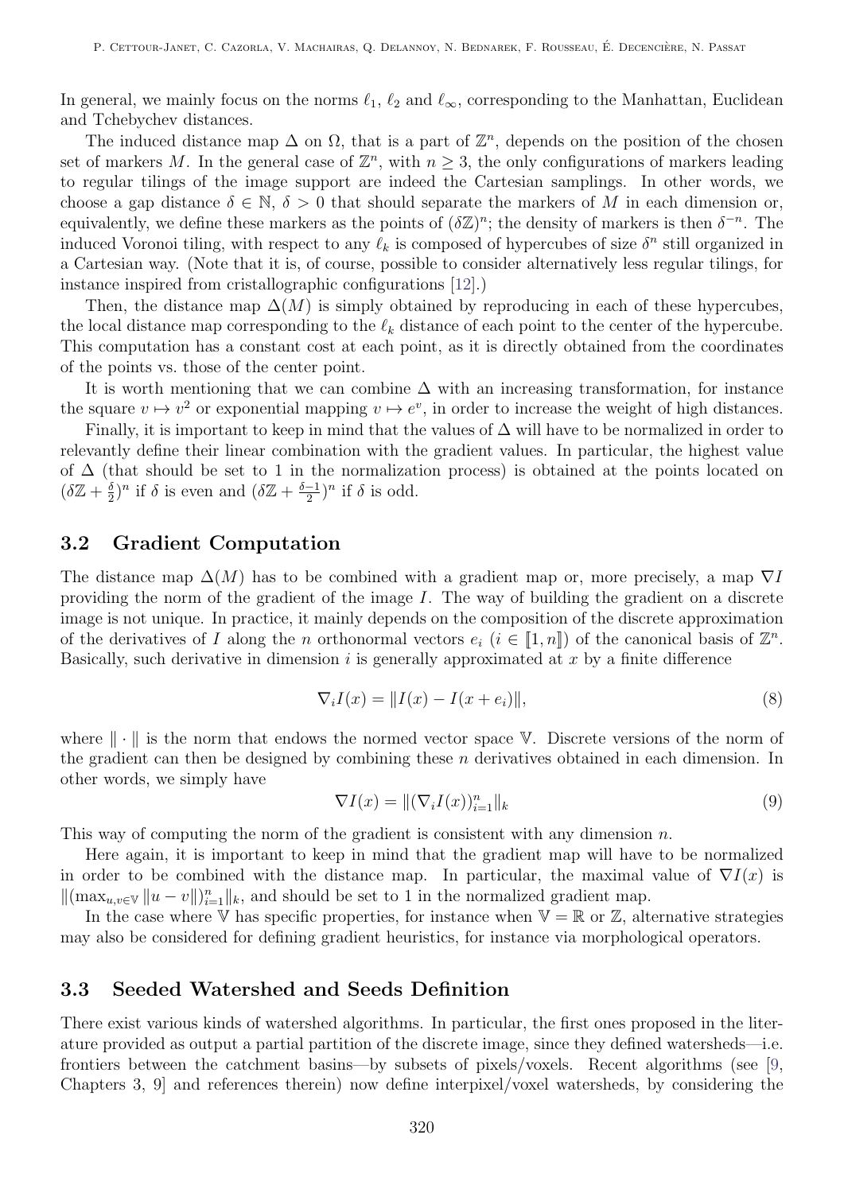In general, we mainly focus on the norms $\ell_1$, $\ell_2$ and $\ell_\infty$, corresponding to the Manhattan, Euclidean and Tchebychev distances.

The induced distance map $\Delta$ on $\Omega$, that is a part of $\mathbb{Z}^n$, depends on the position of the chosen set of markers $M$. In the general case of $\mathbb{Z}^n$, with $n \geq 3$, the only configurations of markers leading to regular tilings of the image support are indeed the Cartesian samplings. In other words, we choose a gap distance $\delta \in \mathbb{N}$, $\delta > 0$ that should separate the markers of $M$ in each dimension or, equivalently, we define these markers as the points of $(\delta\mathbb{Z})^n$; the density of markers is then $\delta^{-n}$. The induced Voronoi tiling, with respect to any $\ell_k$ is composed of hypercubes of size $\delta^n$ still organized in a Cartesian way. (Note that it is, of course, possible to consider alternatively less regular tilings, for instance inspired from cristallographic configurations [12].)

Then, the distance map $\Delta(M)$ is simply obtained by reproducing in each of these hypercubes, the local distance map corresponding to the $\ell_k$ distance of each point to the center of the hypercube. This computation has a constant cost at each point, as it is directly obtained from the coordinates of the points vs. those of the center point.

It is worth mentioning that we can combine $\Delta$ with an increasing transformation, for instance the square $v \mapsto v^2$ or exponential mapping $v \mapsto e^v$, in order to increase the weight of high distances.

Finally, it is important to keep in mind that the values of $\Delta$ will have to be normalized in order to relevantly define their linear combination with the gradient values. In particular, the highest value of $\Delta$ (that should be set to 1 in the normalization process) is obtained at the points located on $(\delta\mathbb{Z} + \frac{\delta}{2})^n$ if $\delta$ is even and $(\delta\mathbb{Z} + \frac{\delta-1}{2})^n$ if $\delta$ is odd.

## 3.2 Gradient Computation

The distance map $\Delta(M)$ has to be combined with a gradient map or, more precisely, a map $\nabla I$ providing the norm of the gradient of the image $I$. The way of building the gradient on a discrete image is not unique. In practice, it mainly depends on the composition of the discrete approximation of the derivatives of $I$ along the $n$ orthonormal vectors $e_i$ ($i \in [\![1, n]\!]$) of the canonical basis of $\mathbb{Z}^n$. Basically, such derivative in dimension $i$ is generally approximated at $x$ by a finite difference

$$\nabla_i I(x) = \|I(x) - I(x + e_i)\|, \tag{8}$$

where $\|\cdot\|$ is the norm that endows the normed vector space $\mathbb{V}$. Discrete versions of the norm of the gradient can then be designed by combining these $n$ derivatives obtained in each dimension. In other words, we simply have

$$\nabla I(x) = \|(\nabla_i I(x))_{i=1}^n\|_k \tag{9}$$

This way of computing the norm of the gradient is consistent with any dimension $n$.

Here again, it is important to keep in mind that the gradient map will have to be normalized in order to be combined with the distance map. In particular, the maximal value of $\nabla I(x)$ is $\|(\max_{u,v\in\mathbb{V}} \|u - v\|)_{i=1}^n\|_k$, and should be set to 1 in the normalized gradient map.

In the case where $\mathbb{V}$ has specific properties, for instance when $\mathbb{V} = \mathbb{R}$ or $\mathbb{Z}$, alternative strategies may also be considered for defining gradient heuristics, for instance via morphological operators.

## 3.3 Seeded Watershed and Seeds Definition

There exist various kinds of watershed algorithms. In particular, the first ones proposed in the literature provided as output a partial partition of the discrete image, since they defined watersheds—i.e. frontiers between the catchment basins—by subsets of pixels/voxels. Recent algorithms (see [9, Chapters 3, 9] and references therein) now define interpixel/voxel watersheds, by considering the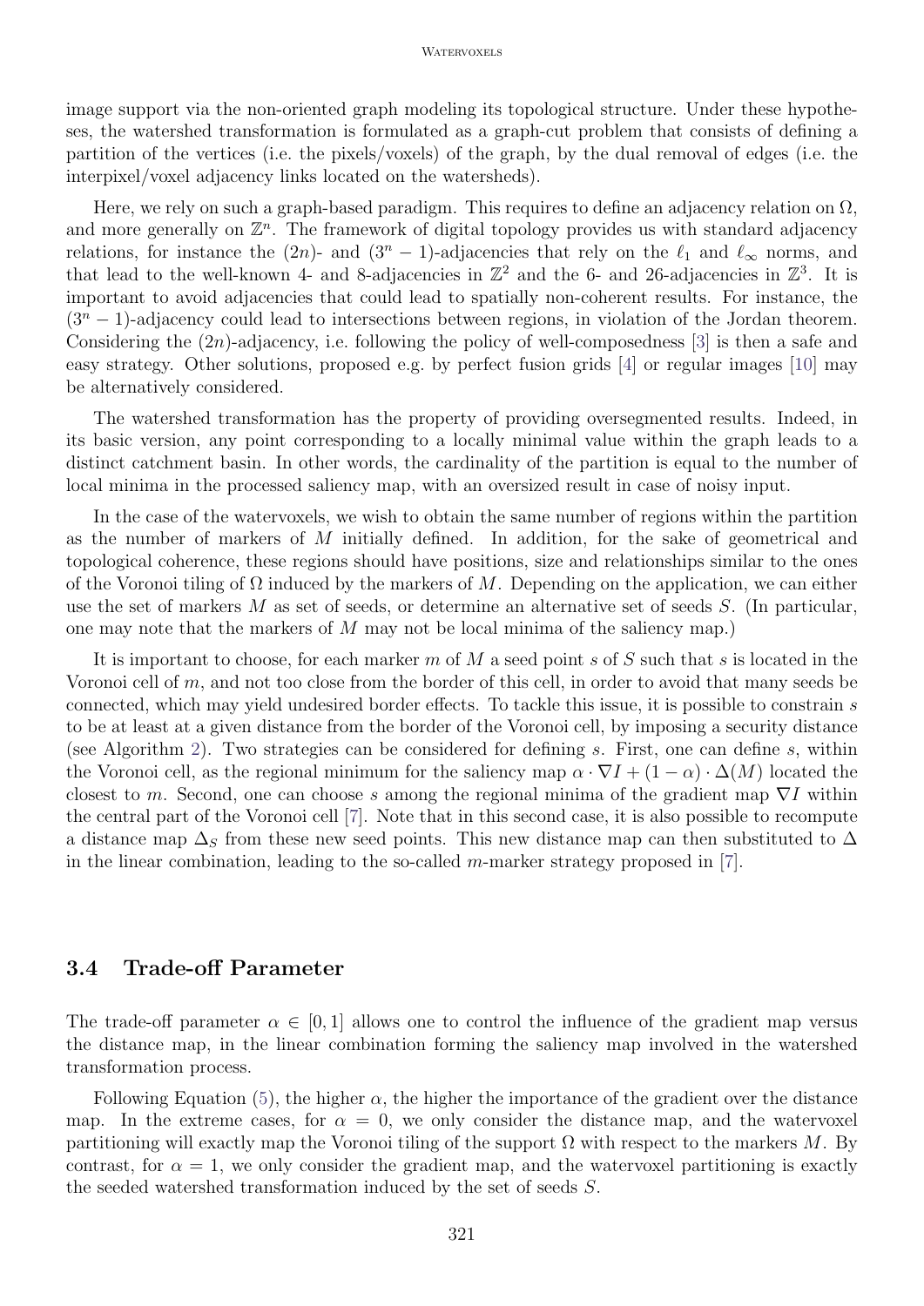image support via the non-oriented graph modeling its topological structure. Under these hypotheses, the watershed transformation is formulated as a graph-cut problem that consists of defining a partition of the vertices (i.e. the pixels/voxels) of the graph, by the dual removal of edges (i.e. the interpixel/voxel adjacency links located on the watersheds).

Here, we rely on such a graph-based paradigm. This requires to define an adjacency relation on $\Omega$, and more generally on $\mathbb{Z}^n$. The framework of digital topology provides us with standard adjacency relations, for instance the $(2n)$- and $(3^n - 1)$-adjacencies that rely on the $\ell_1$ and $\ell_\infty$ norms, and that lead to the well-known 4- and 8-adjacencies in $\mathbb{Z}^2$ and the 6- and 26-adjacencies in $\mathbb{Z}^3$. It is important to avoid adjacencies that could lead to spatially non-coherent results. For instance, the $(3^n - 1)$-adjacency could lead to intersections between regions, in violation of the Jordan theorem. Considering the $(2n)$-adjacency, i.e. following the policy of well-composedness [3] is then a safe and easy strategy. Other solutions, proposed e.g. by perfect fusion grids [4] or regular images [10] may be alternatively considered.

The watershed transformation has the property of providing oversegmented results. Indeed, in its basic version, any point corresponding to a locally minimal value within the graph leads to a distinct catchment basin. In other words, the cardinality of the partition is equal to the number of local minima in the processed saliency map, with an oversized result in case of noisy input.

In the case of the watervoxels, we wish to obtain the same number of regions within the partition as the number of markers of $M$ initially defined. In addition, for the sake of geometrical and topological coherence, these regions should have positions, size and relationships similar to the ones of the Voronoi tiling of $\Omega$ induced by the markers of $M$. Depending on the application, we can either use the set of markers $M$ as set of seeds, or determine an alternative set of seeds $S$. (In particular, one may note that the markers of $M$ may not be local minima of the saliency map.)

It is important to choose, for each marker $m$ of $M$ a seed point $s$ of $S$ such that $s$ is located in the Voronoi cell of $m$, and not too close from the border of this cell, in order to avoid that many seeds be connected, which may yield undesired border effects. To tackle this issue, it is possible to constrain $s$ to be at least at a given distance from the border of the Voronoi cell, by imposing a security distance (see Algorithm 2). Two strategies can be considered for defining $s$. First, one can define $s$, within the Voronoi cell, as the regional minimum for the saliency map $\alpha \cdot \nabla I + (1 - \alpha) \cdot \Delta(M)$ located the closest to $m$. Second, one can choose $s$ among the regional minima of the gradient map $\nabla I$ within the central part of the Voronoi cell [7]. Note that in this second case, it is also possible to recompute a distance map $\Delta_S$ from these new seed points. This new distance map can then substituted to $\Delta$ in the linear combination, leading to the so-called $m$-marker strategy proposed in [7].

### 3.4 Trade-off Parameter

The trade-off parameter $\alpha \in [0, 1]$ allows one to control the influence of the gradient map versus the distance map, in the linear combination forming the saliency map involved in the watershed transformation process.

Following Equation (5), the higher $\alpha$, the higher the importance of the gradient over the distance map. In the extreme cases, for $\alpha = 0$, we only consider the distance map, and the watervoxel partitioning will exactly map the Voronoi tiling of the support $\Omega$ with respect to the markers $M$. By contrast, for $\alpha = 1$, we only consider the gradient map, and the watervoxel partitioning is exactly the seeded watershed transformation induced by the set of seeds $S$.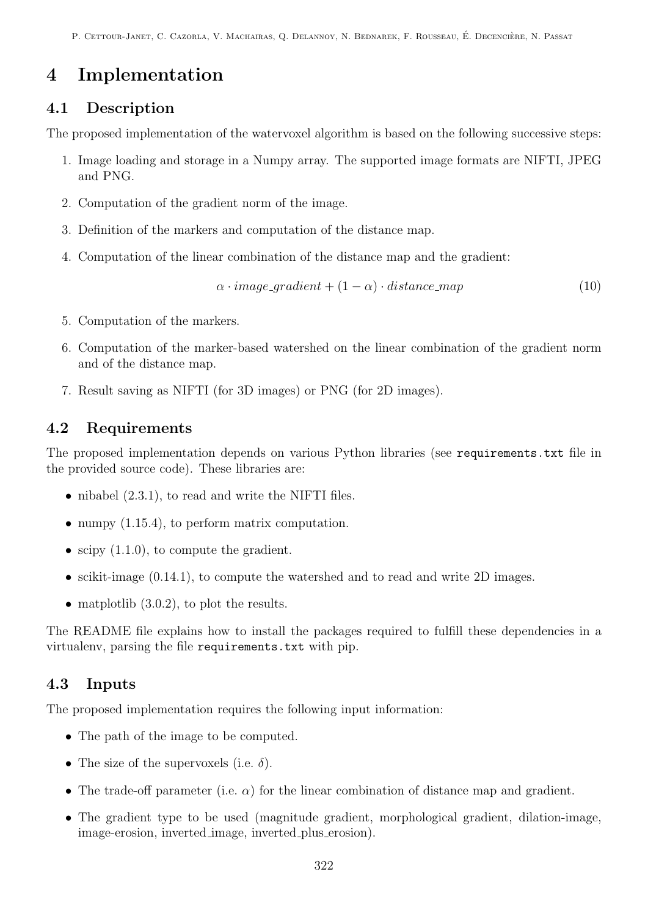# 4 Implementation

## 4.1 Description

The proposed implementation of the watervoxel algorithm is based on the following successive steps:

1. Image loading and storage in a Numpy array. The supported image formats are NIFTI, JPEG and PNG.
2. Computation of the gradient norm of the image.
3. Definition of the markers and computation of the distance map.
4. Computation of the linear combination of the distance map and the gradient:

$$\alpha \cdot image\_gradient + (1 - \alpha) \cdot distance\_map \tag{10}$$

5. Computation of the markers.
6. Computation of the marker-based watershed on the linear combination of the gradient norm and of the distance map.
7. Result saving as NIFTI (for 3D images) or PNG (for 2D images).

## 4.2 Requirements

The proposed implementation depends on various Python libraries (see `requirements.txt` file in the provided source code). These libraries are:

- nibabel (2.3.1), to read and write the NIFTI files.
- numpy (1.15.4), to perform matrix computation.
- scipy (1.1.0), to compute the gradient.
- scikit-image (0.14.1), to compute the watershed and to read and write 2D images.
- matplotlib (3.0.2), to plot the results.

The README file explains how to install the packages required to fulfill these dependencies in a virtualenv, parsing the file `requirements.txt` with pip.

## 4.3 Inputs

The proposed implementation requires the following input information:

- The path of the image to be computed.
- The size of the supervoxels (i.e. $\delta$).
- The trade-off parameter (i.e. $\alpha$) for the linear combination of distance map and gradient.
- The gradient type to be used (magnitude gradient, morphological gradient, dilation-image, image-erosion, inverted_image, inverted_plus_erosion).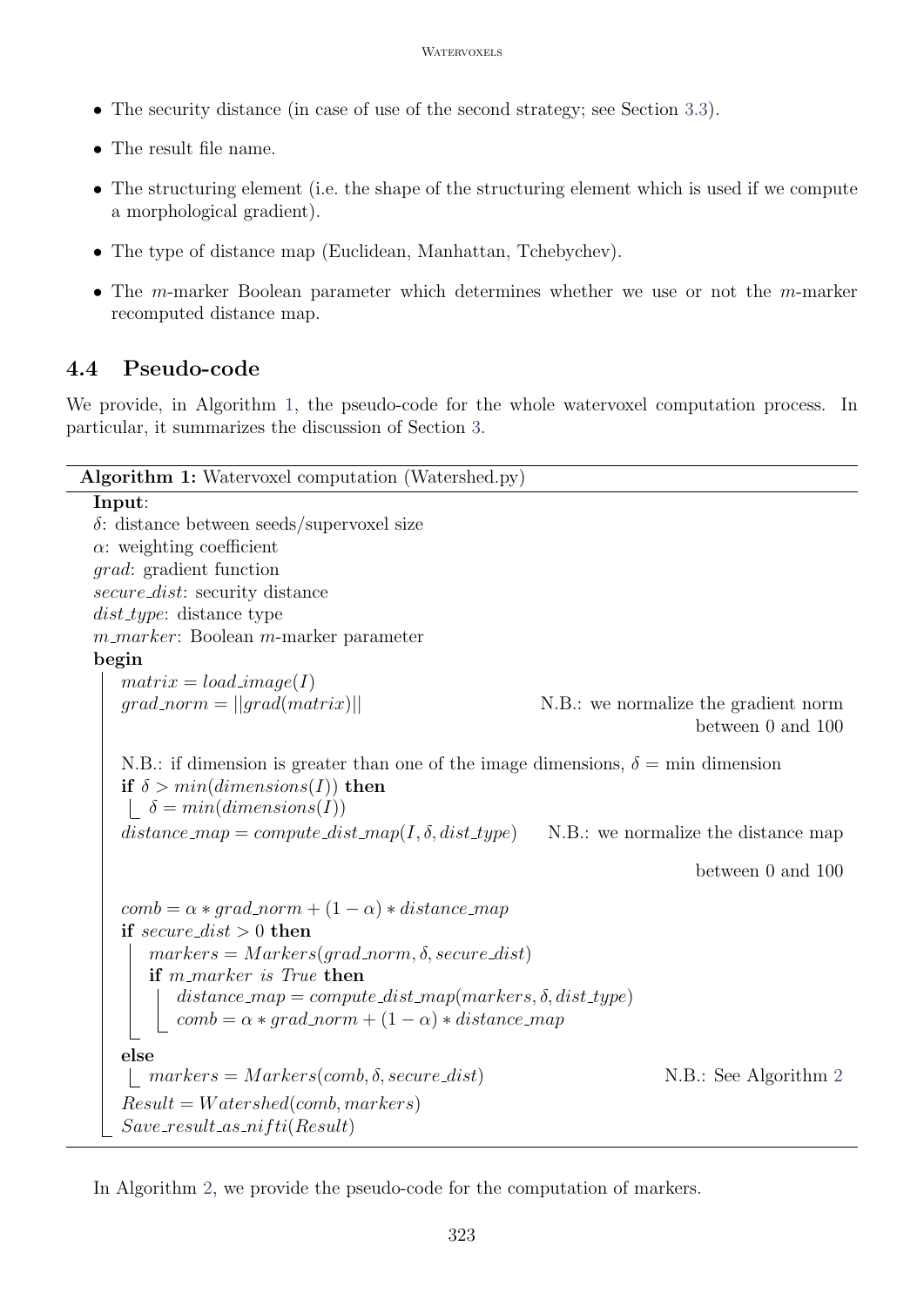- The security distance (in case of use of the second strategy; see Section 3.3).
- The result file name.
- The structuring element (i.e. the shape of the structuring element which is used if we compute a morphological gradient).
- The type of distance map (Euclidean, Manhattan, Tchebychev).
- The $m$-marker Boolean parameter which determines whether we use or not the $m$-marker recomputed distance map.

## 4.4 Pseudo-code

We provide, in Algorithm 1, the pseudo-code for the whole watervoxel computation process. In particular, it summarizes the discussion of Section 3.

**Algorithm 1:** Watervoxel computation (Watershed.py)

```
Input:
  δ: distance between seeds/supervoxel size
  α: weighting coefficient
  grad: gradient function
  secure_dist: security distance
  dist_type: distance type
  m_marker: Boolean m-marker parameter
begin
  matrix = load_image(I)
  grad_norm = ||grad(matrix)||                      N.B.: we normalize the gradient norm
                                                          between 0 and 100
  N.B.: if dimension is greater than one of the image dimensions, δ = min dimension
  if δ > min(dimensions(I)) then
    δ = min(dimensions(I))
  distance_map = compute_dist_map(I, δ, dist_type)   N.B.: we normalize the distance map
                                                          between 0 and 100
  comb = α * grad_norm + (1 − α) * distance_map
  if secure_dist > 0 then
    markers = Markers(grad_norm, δ, secure_dist)
    if m_marker is True then
      distance_map = compute_dist_map(markers, δ, dist_type)
      comb = α * grad_norm + (1 − α) * distance_map
  else
    markers = Markers(comb, δ, secure_dist)          N.B.: See Algorithm 2
  Result = Watershed(comb, markers)
  Save_result_as_nifti(Result)
```

In Algorithm 2, we provide the pseudo-code for the computation of markers.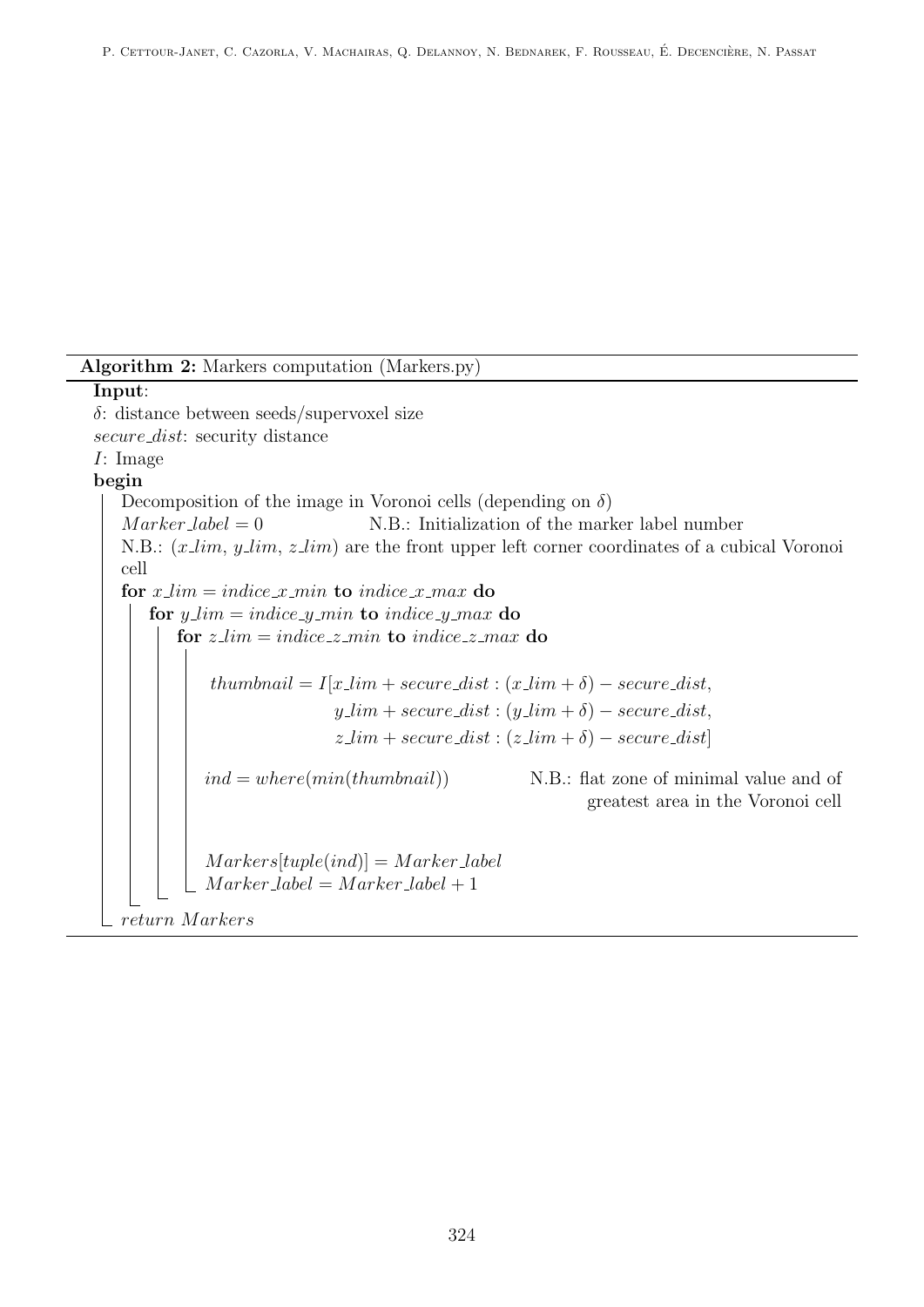**Algorithm 2:** Markers computation (Markers.py)

**Input**:
$\delta$: distance between seeds/supervoxel size
*secure_dist*: security distance
*I*: Image

```
begin
    Decomposition of the image in Voronoi cells (depending on δ)
    Marker_label = 0                N.B.: Initialization of the marker label number
    N.B.: (x_lim, y_lim, z_lim) are the front upper left corner coordinates of a cubical Voronoi cell
    for x_lim = indice_x_min to indice_x_max do
        for y_lim = indice_y_min to indice_y_max do
            for z_lim = indice_z_min to indice_z_max do

                thumbnail = I[x_lim + secure_dist : (x_lim + δ) − secure_dist,
                              y_lim + secure_dist : (y_lim + δ) − secure_dist,
                              z_lim + secure_dist : (z_lim + δ) − secure_dist]

                ind = where(min(thumbnail))          N.B.: flat zone of minimal value and of
                                                           greatest area in the Voronoi cell

                Markers[tuple(ind)] = Marker_label
                Marker_label = Marker_label + 1
    return Markers
```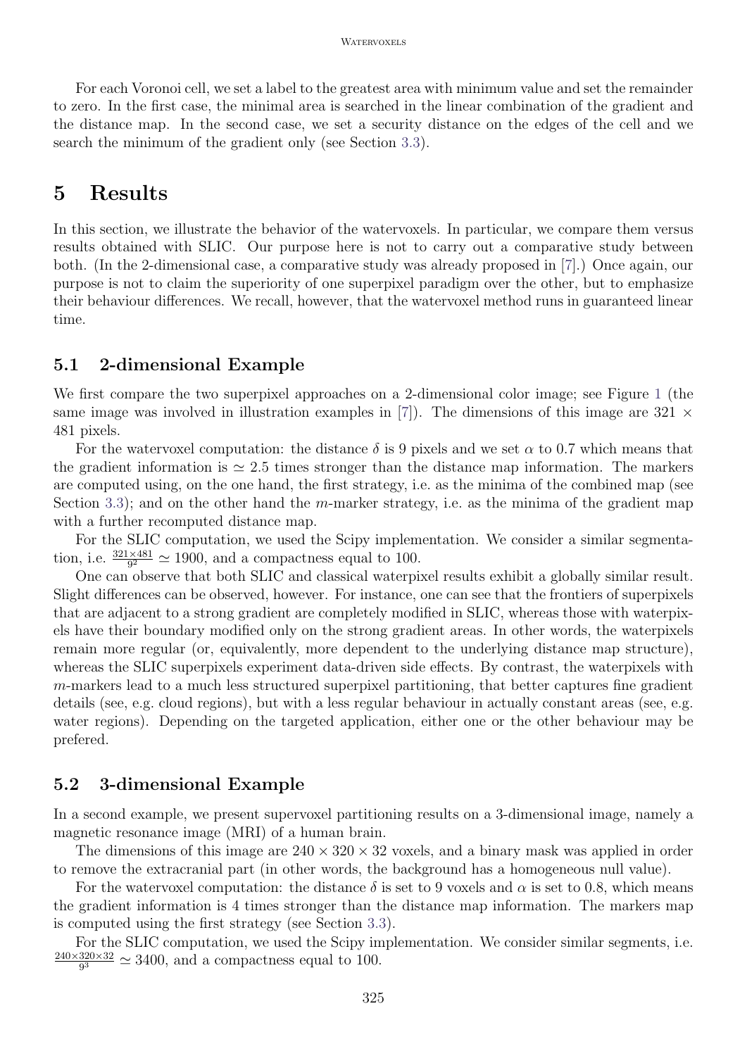For each Voronoi cell, we set a label to the greatest area with minimum value and set the remainder to zero. In the first case, the minimal area is searched in the linear combination of the gradient and the distance map. In the second case, we set a security distance on the edges of the cell and we search the minimum of the gradient only (see Section 3.3).

# 5 Results

In this section, we illustrate the behavior of the watervoxels. In particular, we compare them versus results obtained with SLIC. Our purpose here is not to carry out a comparative study between both. (In the 2-dimensional case, a comparative study was already proposed in [7].) Once again, our purpose is not to claim the superiority of one superpixel paradigm over the other, but to emphasize their behaviour differences. We recall, however, that the watervoxel method runs in guaranteed linear time.

## 5.1 2-dimensional Example

We first compare the two superpixel approaches on a 2-dimensional color image; see Figure 1 (the same image was involved in illustration examples in [7]). The dimensions of this image are $321 \times 481$ pixels.

For the watervoxel computation: the distance $\delta$ is 9 pixels and we set $\alpha$ to 0.7 which means that the gradient information is $\simeq 2.5$ times stronger than the distance map information. The markers are computed using, on the one hand, the first strategy, i.e. as the minima of the combined map (see Section 3.3); and on the other hand the $m$-marker strategy, i.e. as the minima of the gradient map with a further recomputed distance map.

For the SLIC computation, we used the Scipy implementation. We consider a similar segmentation, i.e. $\frac{321 \times 481}{9^2} \simeq 1900$, and a compactness equal to 100.

One can observe that both SLIC and classical waterpixel results exhibit a globally similar result. Slight differences can be observed, however. For instance, one can see that the frontiers of superpixels that are adjacent to a strong gradient are completely modified in SLIC, whereas those with waterpixels have their boundary modified only on the strong gradient areas. In other words, the waterpixels remain more regular (or, equivalently, more dependent to the underlying distance map structure), whereas the SLIC superpixels experiment data-driven side effects. By contrast, the waterpixels with $m$-markers lead to a much less structured superpixel partitioning, that better captures fine gradient details (see, e.g. cloud regions), but with a less regular behaviour in actually constant areas (see, e.g. water regions). Depending on the targeted application, either one or the other behaviour may be prefered.

## 5.2 3-dimensional Example

In a second example, we present supervoxel partitioning results on a 3-dimensional image, namely a magnetic resonance image (MRI) of a human brain.

The dimensions of this image are $240 \times 320 \times 32$ voxels, and a binary mask was applied in order to remove the extracranial part (in other words, the background has a homogeneous null value).

For the watervoxel computation: the distance $\delta$ is set to 9 voxels and $\alpha$ is set to 0.8, which means the gradient information is 4 times stronger than the distance map information. The markers map is computed using the first strategy (see Section 3.3).

For the SLIC computation, we used the Scipy implementation. We consider similar segments, i.e. $\frac{240 \times 320 \times 32}{9^3} \simeq 3400$, and a compactness equal to 100.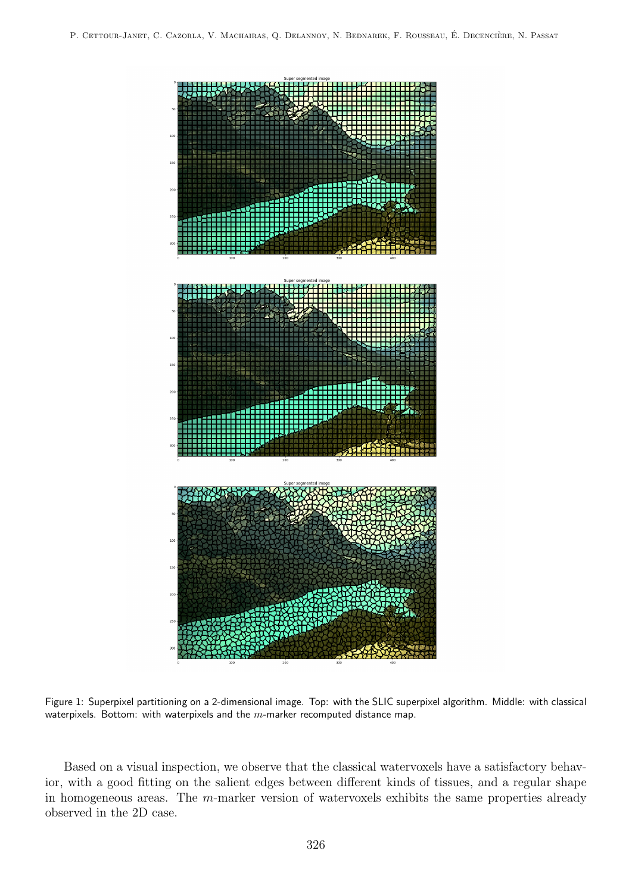Figure 1: Superpixel partitioning on a 2-dimensional image. Top: with the SLIC superpixel algorithm. Middle: with classical waterpixels. Bottom: with waterpixels and the $m$-marker recomputed distance map.

Based on a visual inspection, we observe that the classical watervoxels have a satisfactory behavior, with a good fitting on the salient edges between different kinds of tissues, and a regular shape in homogeneous areas. The $m$-marker version of watervoxels exhibits the same properties already observed in the 2D case.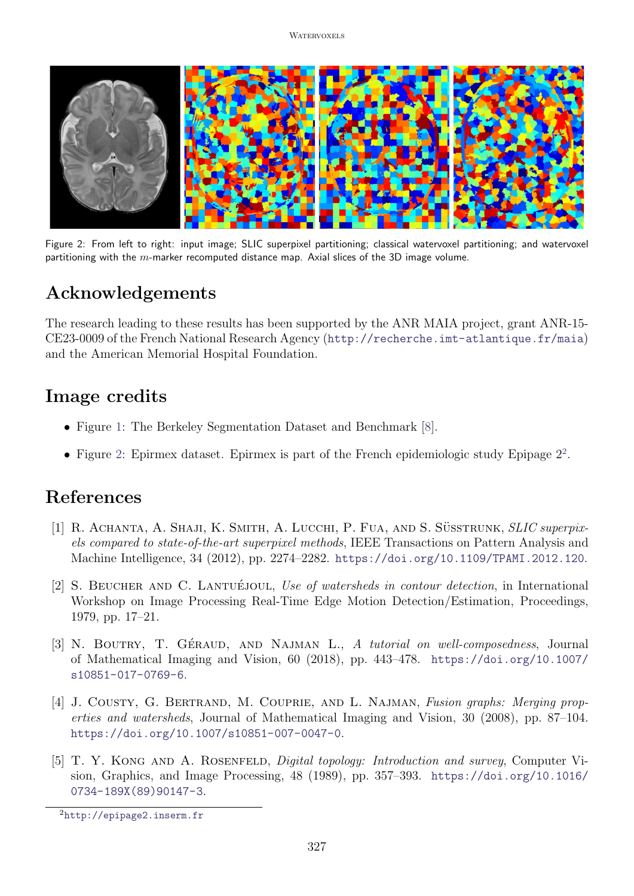Figure 2: From left to right: input image; SLIC superpixel partitioning; classical watervoxel partitioning; and watervoxel partitioning with the $m$-marker recomputed distance map. Axial slices of the 3D image volume.

## Acknowledgements

The research leading to these results has been supported by the ANR MAIA project, grant ANR-15-CE23-0009 of the French National Research Agency (http://recherche.imt-atlantique.fr/maia) and the American Memorial Hospital Foundation.

## Image credits

- Figure 1: The Berkeley Segmentation Dataset and Benchmark [8].
- Figure 2: Epirmex dataset. Epirmex is part of the French epidemiologic study Epipage 2[2].

## References

[1] R. Achanta, A. Shaji, K. Smith, A. Lucchi, P. Fua, and S. Süsstrunk, *SLIC superpixels compared to state-of-the-art superpixel methods*, IEEE Transactions on Pattern Analysis and Machine Intelligence, 34 (2012), pp. 2274–2282. https://doi.org/10.1109/TPAMI.2012.120.

[2] S. Beucher and C. Lantuéjoul, *Use of watersheds in contour detection*, in International Workshop on Image Processing Real-Time Edge Motion Detection/Estimation, Proceedings, 1979, pp. 17–21.

[3] N. Boutry, T. Géraud, and Najman L., *A tutorial on well-composedness*, Journal of Mathematical Imaging and Vision, 60 (2018), pp. 443–478. https://doi.org/10.1007/s10851-017-0769-6.

[4] J. Cousty, G. Bertrand, M. Couprie, and L. Najman, *Fusion graphs: Merging properties and watersheds*, Journal of Mathematical Imaging and Vision, 30 (2008), pp. 87–104. https://doi.org/10.1007/s10851-007-0047-0.

[5] T. Y. Kong and A. Rosenfeld, *Digital topology: Introduction and survey*, Computer Vision, Graphics, and Image Processing, 48 (1989), pp. 357–393. https://doi.org/10.1016/0734-189X(89)90147-3.

[2] http://epipage2.inserm.fr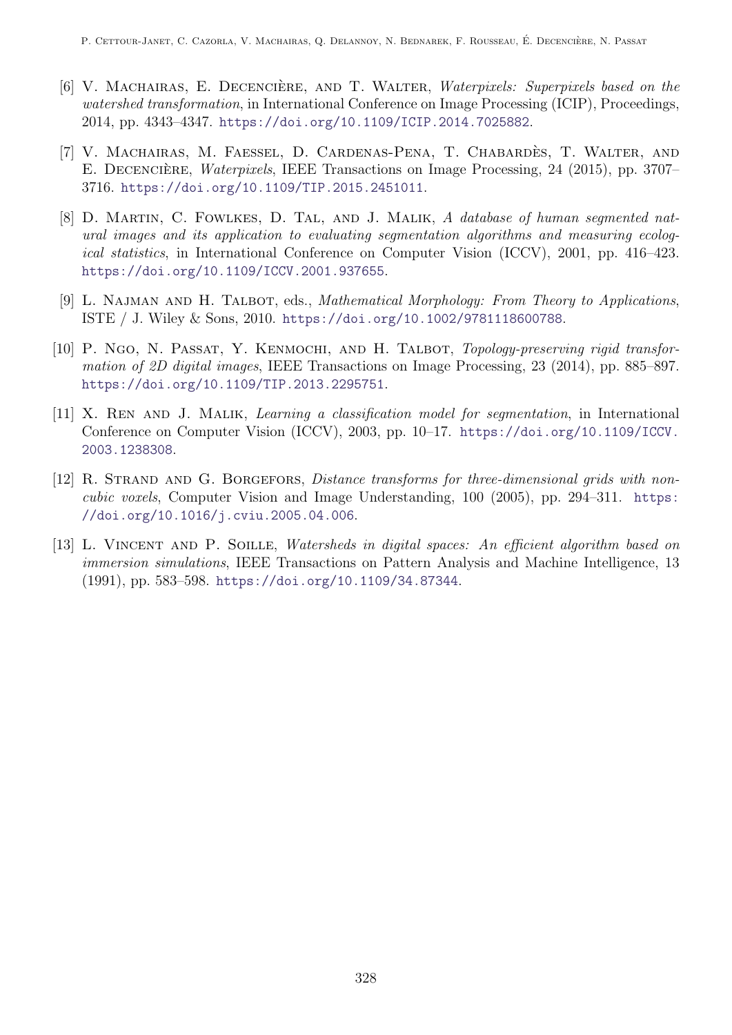[6] V. Machairas, E. Decencière, and T. Walter, *Waterpixels: Superpixels based on the watershed transformation*, in International Conference on Image Processing (ICIP), Proceedings, 2014, pp. 4343–4347. https://doi.org/10.1109/ICIP.2014.7025882.

[7] V. Machairas, M. Faessel, D. Cardenas-Pena, T. Chabardès, T. Walter, and E. Decencière, *Waterpixels*, IEEE Transactions on Image Processing, 24 (2015), pp. 3707–3716. https://doi.org/10.1109/TIP.2015.2451011.

[8] D. Martin, C. Fowlkes, D. Tal, and J. Malik, *A database of human segmented natural images and its application to evaluating segmentation algorithms and measuring ecological statistics*, in International Conference on Computer Vision (ICCV), 2001, pp. 416–423. https://doi.org/10.1109/ICCV.2001.937655.

[9] L. Najman and H. Talbot, eds., *Mathematical Morphology: From Theory to Applications*, ISTE / J. Wiley & Sons, 2010. https://doi.org/10.1002/9781118600788.

[10] P. Ngo, N. Passat, Y. Kenmochi, and H. Talbot, *Topology-preserving rigid transformation of 2D digital images*, IEEE Transactions on Image Processing, 23 (2014), pp. 885–897. https://doi.org/10.1109/TIP.2013.2295751.

[11] X. Ren and J. Malik, *Learning a classification model for segmentation*, in International Conference on Computer Vision (ICCV), 2003, pp. 10–17. https://doi.org/10.1109/ICCV.2003.1238308.

[12] R. Strand and G. Borgefors, *Distance transforms for three-dimensional grids with non-cubic voxels*, Computer Vision and Image Understanding, 100 (2005), pp. 294–311. https://doi.org/10.1016/j.cviu.2005.04.006.

[13] L. Vincent and P. Soille, *Watersheds in digital spaces: An efficient algorithm based on immersion simulations*, IEEE Transactions on Pattern Analysis and Machine Intelligence, 13 (1991), pp. 583–598. https://doi.org/10.1109/34.87344.